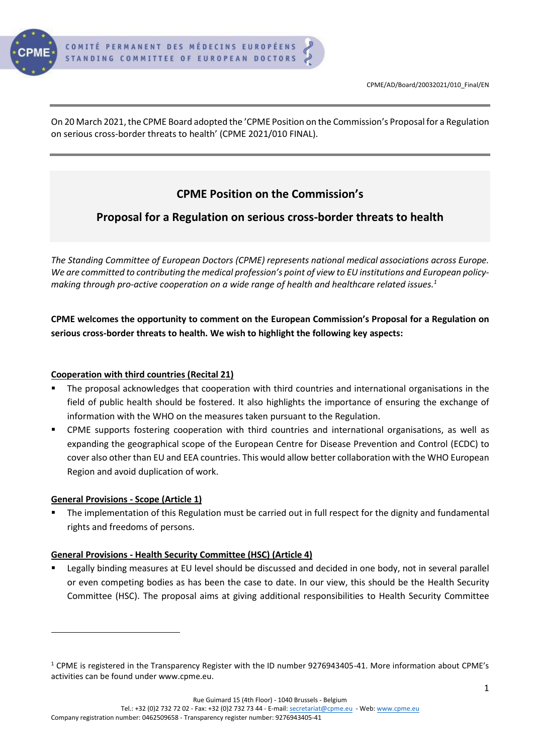CPME/AD/Board/20032021/010_Final/EN

On 20 March 2021, the CPME Board adopted the 'CPME Position on the Commission's Proposal for a Regulation on serious cross-border threats to health' (CPME 2021/010 FINAL).

# CPME Position on the Commission's Proposal for a Regulation on serious cross-border threats to health

*The Standing Committee of European Doctors (CPME) represents national medical associations across Europe. We are committed to contributing the medical profession's point of view to EU institutions and European policy-making through pro-active cooperation on a wide range of health and healthcare related issues.*[1]

**CPME welcomes the opportunity to comment on the European Commission's Proposal for a Regulation on serious cross-border threats to health. We wish to highlight the following key aspects:**

**Cooperation with third countries (Recital 21)**

- The proposal acknowledges that cooperation with third countries and international organisations in the field of public health should be fostered. It also highlights the importance of ensuring the exchange of information with the WHO on the measures taken pursuant to the Regulation.
- CPME supports fostering cooperation with third countries and international organisations, as well as expanding the geographical scope of the European Centre for Disease Prevention and Control (ECDC) to cover also other than EU and EEA countries. This would allow better collaboration with the WHO European Region and avoid duplication of work.

**General Provisions - Scope (Article 1)**

- The implementation of this Regulation must be carried out in full respect for the dignity and fundamental rights and freedoms of persons.

**General Provisions - Health Security Committee (HSC) (Article 4)**

- Legally binding measures at EU level should be discussed and decided in one body, not in several parallel or even competing bodies as has been the case to date. In our view, this should be the Health Security Committee (HSC). The proposal aims at giving additional responsibilities to Health Security Committee

[1] CPME is registered in the Transparency Register with the ID number 9276943405-41. More information about CPME's activities can be found under www.cpme.eu.

Rue Guimard 15 (4th Floor) - 1040 Brussels - Belgium
Tel.: +32 (0)2 732 72 02 - Fax: +32 (0)2 732 73 44 - E-mail: secretariat@cpme.eu - Web: www.cpme.eu
Company registration number: 0462509658 - Transparency register number: 9276943405-41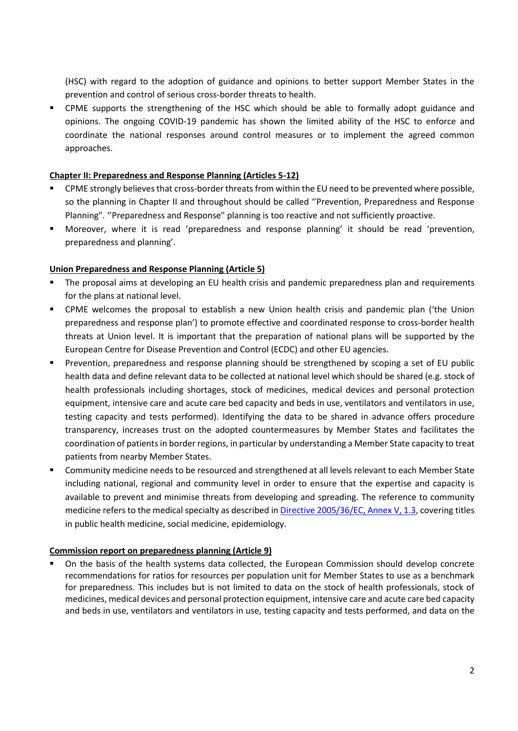(HSC) with regard to the adoption of guidance and opinions to better support Member States in the prevention and control of serious cross-border threats to health.

- CPME supports the strengthening of the HSC which should be able to formally adopt guidance and opinions. The ongoing COVID-19 pandemic has shown the limited ability of the HSC to enforce and coordinate the national responses around control measures or to implement the agreed common approaches.

**Chapter II: Preparedness and Response Planning (Articles 5-12)**

- CPME strongly believes that cross-border threats from within the EU need to be prevented where possible, so the planning in Chapter II and throughout should be called ''Prevention, Preparedness and Response Planning". ''Preparedness and Response" planning is too reactive and not sufficiently proactive.
- Moreover, where it is read 'preparedness and response planning' it should be read 'prevention, preparedness and planning'.

**Union Preparedness and Response Planning (Article 5)**

- The proposal aims at developing an EU health crisis and pandemic preparedness plan and requirements for the plans at national level.
- CPME welcomes the proposal to establish a new Union health crisis and pandemic plan ('the Union preparedness and response plan') to promote effective and coordinated response to cross-border health threats at Union level. It is important that the preparation of national plans will be supported by the European Centre for Disease Prevention and Control (ECDC) and other EU agencies.
- Prevention, preparedness and response planning should be strengthened by scoping a set of EU public health data and define relevant data to be collected at national level which should be shared (e.g. stock of health professionals including shortages, stock of medicines, medical devices and personal protection equipment, intensive care and acute care bed capacity and beds in use, ventilators and ventilators in use, testing capacity and tests performed). Identifying the data to be shared in advance offers procedure transparency, increases trust on the adopted countermeasures by Member States and facilitates the coordination of patients in border regions, in particular by understanding a Member State capacity to treat patients from nearby Member States.
- Community medicine needs to be resourced and strengthened at all levels relevant to each Member State including national, regional and community level in order to ensure that the expertise and capacity is available to prevent and minimise threats from developing and spreading. The reference to community medicine refers to the medical specialty as described in Directive 2005/36/EC, Annex V, 1.3, covering titles in public health medicine, social medicine, epidemiology.

**Commission report on preparedness planning (Article 9)**

- On the basis of the health systems data collected, the European Commission should develop concrete recommendations for ratios for resources per population unit for Member States to use as a benchmark for preparedness. This includes but is not limited to data on the stock of health professionals, stock of medicines, medical devices and personal protection equipment, intensive care and acute care bed capacity and beds in use, ventilators and ventilators in use, testing capacity and tests performed, and data on the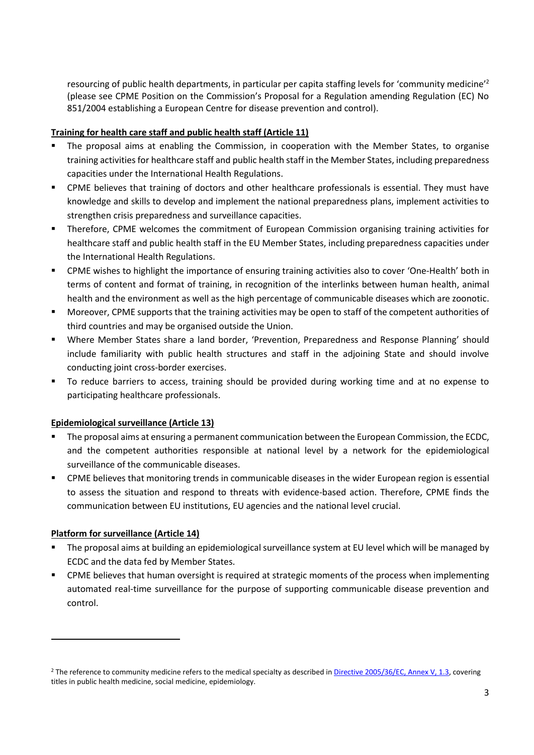resourcing of public health departments, in particular per capita staffing levels for 'community medicine'[2] (please see CPME Position on the Commission's Proposal for a Regulation amending Regulation (EC) No 851/2004 establishing a European Centre for disease prevention and control).

**Training for health care staff and public health staff (Article 11)**

- The proposal aims at enabling the Commission, in cooperation with the Member States, to organise training activities for healthcare staff and public health staff in the Member States, including preparedness capacities under the International Health Regulations.
- CPME believes that training of doctors and other healthcare professionals is essential. They must have knowledge and skills to develop and implement the national preparedness plans, implement activities to strengthen crisis preparedness and surveillance capacities.
- Therefore, CPME welcomes the commitment of European Commission organising training activities for healthcare staff and public health staff in the EU Member States, including preparedness capacities under the International Health Regulations.
- CPME wishes to highlight the importance of ensuring training activities also to cover 'One-Health' both in terms of content and format of training, in recognition of the interlinks between human health, animal health and the environment as well as the high percentage of communicable diseases which are zoonotic.
- Moreover, CPME supports that the training activities may be open to staff of the competent authorities of third countries and may be organised outside the Union.
- Where Member States share a land border, 'Prevention, Preparedness and Response Planning' should include familiarity with public health structures and staff in the adjoining State and should involve conducting joint cross-border exercises.
- To reduce barriers to access, training should be provided during working time and at no expense to participating healthcare professionals.

**Epidemiological surveillance (Article 13)**

- The proposal aims at ensuring a permanent communication between the European Commission, the ECDC, and the competent authorities responsible at national level by a network for the epidemiological surveillance of the communicable diseases.
- CPME believes that monitoring trends in communicable diseases in the wider European region is essential to assess the situation and respond to threats with evidence-based action. Therefore, CPME finds the communication between EU institutions, EU agencies and the national level crucial.

**Platform for surveillance (Article 14)**

- The proposal aims at building an epidemiological surveillance system at EU level which will be managed by ECDC and the data fed by Member States.
- CPME believes that human oversight is required at strategic moments of the process when implementing automated real-time surveillance for the purpose of supporting communicable disease prevention and control.

---

[2] The reference to community medicine refers to the medical specialty as described in Directive 2005/36/EC, Annex V, 1.3, covering titles in public health medicine, social medicine, epidemiology.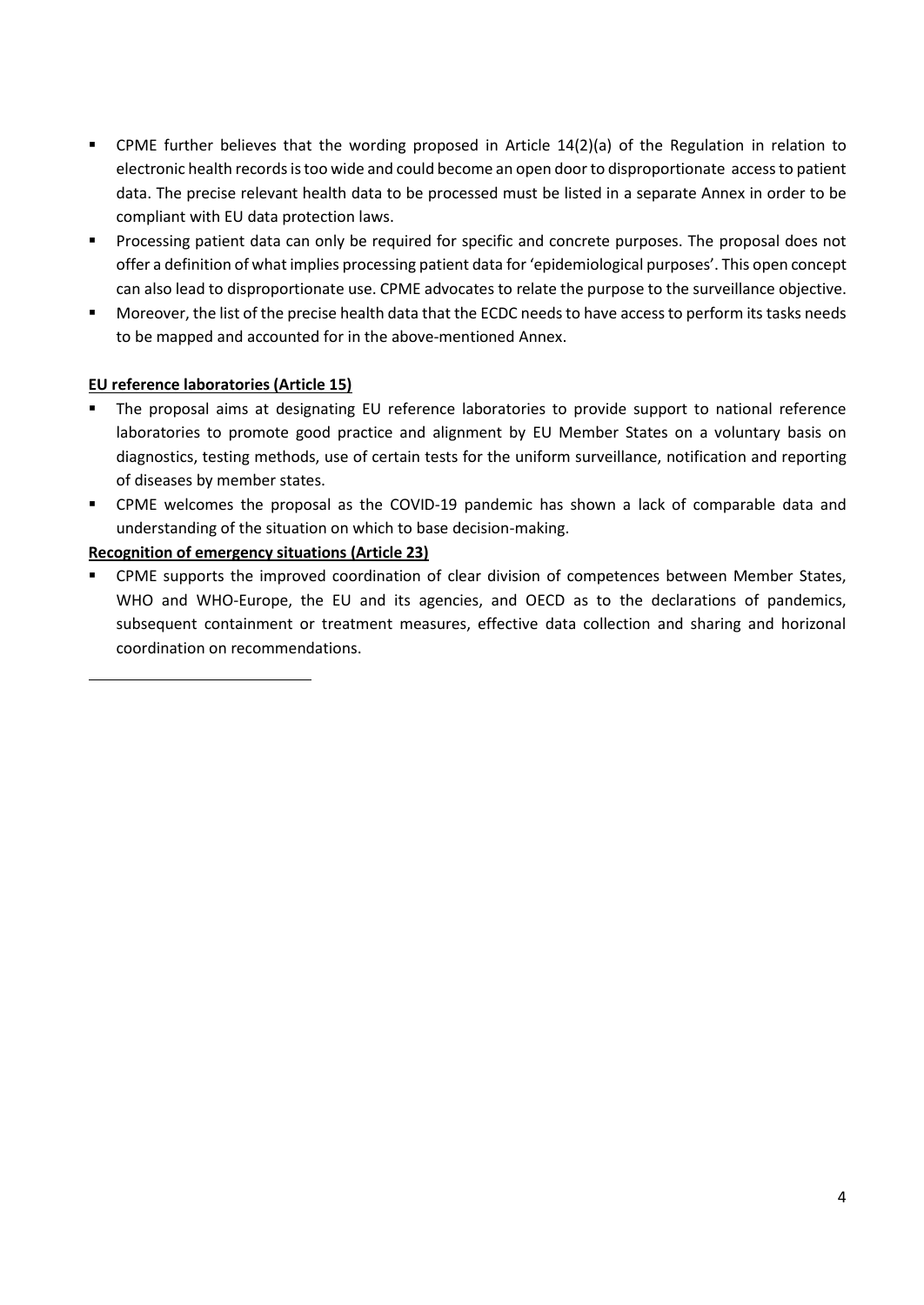- CPME further believes that the wording proposed in Article 14(2)(a) of the Regulation in relation to electronic health records is too wide and could become an open door to disproportionate access to patient data. The precise relevant health data to be processed must be listed in a separate Annex in order to be compliant with EU data protection laws.
- Processing patient data can only be required for specific and concrete purposes. The proposal does not offer a definition of what implies processing patient data for 'epidemiological purposes'. This open concept can also lead to disproportionate use. CPME advocates to relate the purpose to the surveillance objective.
- Moreover, the list of the precise health data that the ECDC needs to have access to perform its tasks needs to be mapped and accounted for in the above-mentioned Annex.

**EU reference laboratories (Article 15)**

- The proposal aims at designating EU reference laboratories to provide support to national reference laboratories to promote good practice and alignment by EU Member States on a voluntary basis on diagnostics, testing methods, use of certain tests for the uniform surveillance, notification and reporting of diseases by member states.
- CPME welcomes the proposal as the COVID-19 pandemic has shown a lack of comparable data and understanding of the situation on which to base decision-making.

**Recognition of emergency situations (Article 23)**

- CPME supports the improved coordination of clear division of competences between Member States, WHO and WHO-Europe, the EU and its agencies, and OECD as to the declarations of pandemics, subsequent containment or treatment measures, effective data collection and sharing and horizonal coordination on recommendations.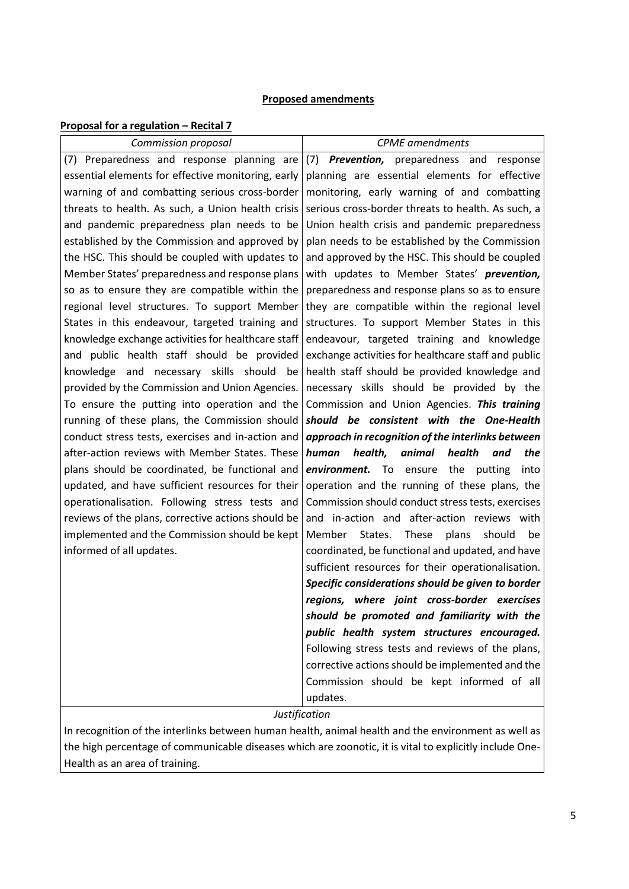**Proposed amendments**

**Proposal for a regulation – Recital 7**

| *Commission proposal* | *CPME amendments* |
|---|---|
| (7) Preparedness and response planning are essential elements for effective monitoring, early warning of and combatting serious cross-border threats to health. As such, a Union health crisis and pandemic preparedness plan needs to be established by the Commission and approved by the HSC. This should be coupled with updates to Member States' preparedness and response plans so as to ensure they are compatible within the regional level structures. To support Member States in this endeavour, targeted training and knowledge exchange activities for healthcare staff and public health staff should be provided knowledge and necessary skills should be provided by the Commission and Union Agencies. To ensure the putting into operation and the running of these plans, the Commission should conduct stress tests, exercises and in-action and after-action reviews with Member States. These plans should be coordinated, be functional and updated, and have sufficient resources for their operationalisation. Following stress tests and reviews of the plans, corrective actions should be implemented and the Commission should be kept informed of all updates. | (7) ***Prevention,*** preparedness and response planning are essential elements for effective monitoring, early warning of and combatting serious cross-border threats to health. As such, a Union health crisis and pandemic preparedness plan needs to be established by the Commission and approved by the HSC. This should be coupled with updates to Member States' ***prevention,*** preparedness and response plans so as to ensure they are compatible within the regional level structures. To support Member States in this endeavour, targeted training and knowledge exchange activities for healthcare staff and public health staff should be provided knowledge and necessary skills should be provided by the Commission and Union Agencies. ***This training should be consistent with the One-Health approach in recognition of the interlinks between human health, animal health and the environment.*** To ensure the putting into operation and the running of these plans, the Commission should conduct stress tests, exercises and in-action and after-action reviews with Member States. These plans should be coordinated, be functional and updated, and have sufficient resources for their operationalisation. ***Specific considerations should be given to border regions, where joint cross-border exercises should be promoted and familiarity with the public health system structures encouraged.*** Following stress tests and reviews of the plans, corrective actions should be implemented and the Commission should be kept informed of all updates. |

*Justification*

In recognition of the interlinks between human health, animal health and the environment as well as the high percentage of communicable diseases which are zoonotic, it is vital to explicitly include One-Health as an area of training.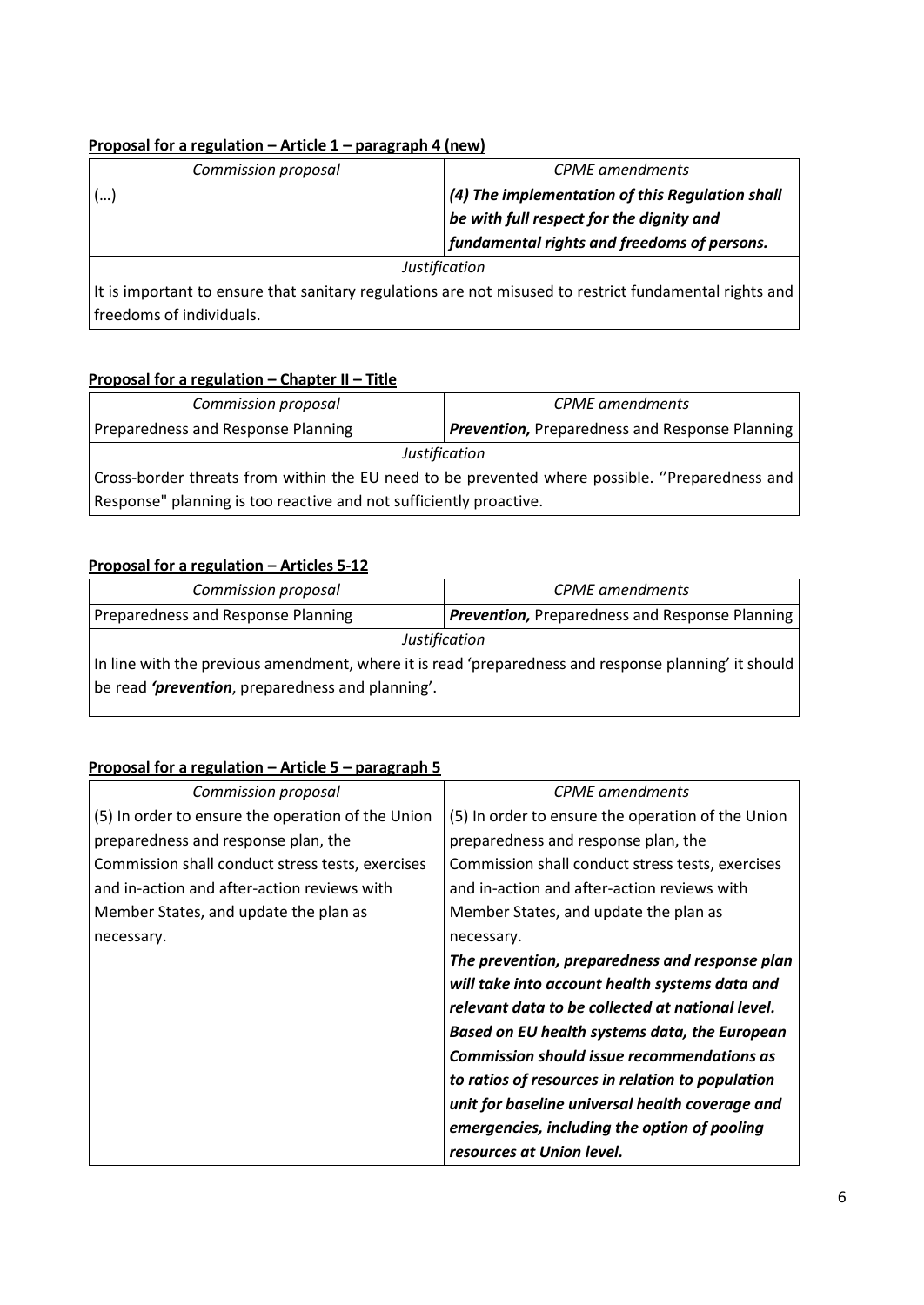**<u>Proposal for a regulation – Article 1 – paragraph 4 (new)</u>**

| *Commission proposal* | *CPME amendments* |
|---|---|
| (…) | ***(4) The implementation of this Regulation shall be with full respect for the dignity and fundamental rights and freedoms of persons.*** |
| *Justification* | |
| It is important to ensure that sanitary regulations are not misused to restrict fundamental rights and freedoms of individuals. | |

**<u>Proposal for a regulation – Chapter II – Title</u>**

| *Commission proposal* | *CPME amendments* |
|---|---|
| Preparedness and Response Planning | ***Prevention,*** Preparedness and Response Planning |
| *Justification* | |
| Cross-border threats from within the EU need to be prevented where possible. ''Preparedness and Response" planning is too reactive and not sufficiently proactive. | |

**<u>Proposal for a regulation – Articles 5-12</u>**

| *Commission proposal* | *CPME amendments* |
|---|---|
| Preparedness and Response Planning | ***Prevention,*** Preparedness and Response Planning |
| *Justification* | |
| In line with the previous amendment, where it is read 'preparedness and response planning' it should be read ***'prevention***, preparedness and planning'. | |

**<u>Proposal for a regulation – Article 5 – paragraph 5</u>**

| *Commission proposal* | *CPME amendments* |
|---|---|
| (5) In order to ensure the operation of the Union preparedness and response plan, the Commission shall conduct stress tests, exercises and in-action and after-action reviews with Member States, and update the plan as necessary. | (5) In order to ensure the operation of the Union preparedness and response plan, the Commission shall conduct stress tests, exercises and in-action and after-action reviews with Member States, and update the plan as necessary. ***The prevention, preparedness and response plan will take into account health systems data and relevant data to be collected at national level. Based on EU health systems data, the European Commission should issue recommendations as to ratios of resources in relation to population unit for baseline universal health coverage and emergencies, including the option of pooling resources at Union level.*** |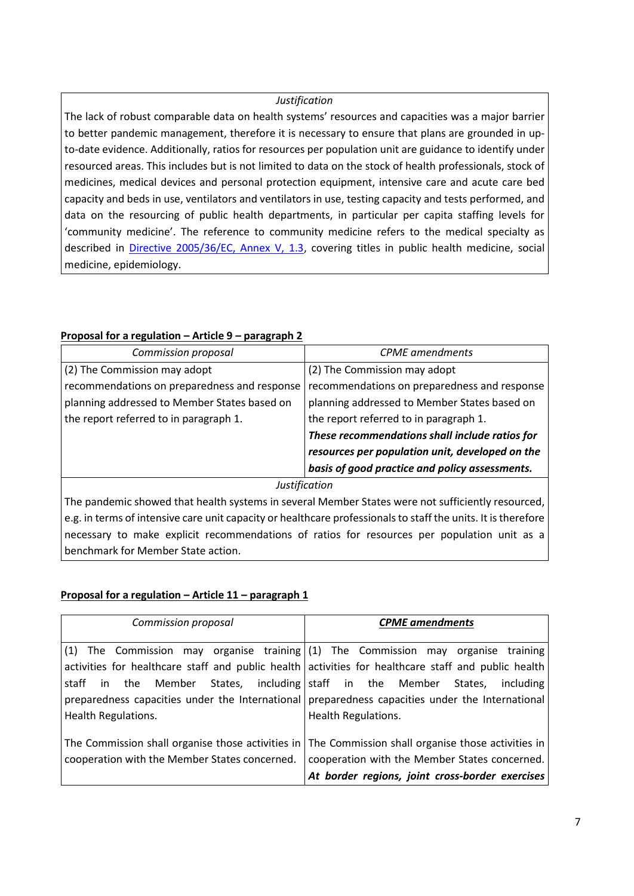*Justification*

The lack of robust comparable data on health systems' resources and capacities was a major barrier to better pandemic management, therefore it is necessary to ensure that plans are grounded in up-to-date evidence. Additionally, ratios for resources per population unit are guidance to identify under resourced areas. This includes but is not limited to data on the stock of health professionals, stock of medicines, medical devices and personal protection equipment, intensive care and acute care bed capacity and beds in use, ventilators and ventilators in use, testing capacity and tests performed, and data on the resourcing of public health departments, in particular per capita staffing levels for 'community medicine'. The reference to community medicine refers to the medical specialty as described in [Directive 2005/36/EC, Annex V, 1.3](), covering titles in public health medicine, social medicine, epidemiology.

**Proposal for a regulation – Article 9 – paragraph 2**

| *Commission proposal* | *CPME amendments* |
|---|---|
| (2) The Commission may adopt recommendations on preparedness and response planning addressed to Member States based on the report referred to in paragraph 1. | (2) The Commission may adopt recommendations on preparedness and response planning addressed to Member States based on the report referred to in paragraph 1. ***These recommendations shall include ratios for resources per population unit, developed on the basis of good practice and policy assessments.*** |

*Justification*

The pandemic showed that health systems in several Member States were not sufficiently resourced, e.g. in terms of intensive care unit capacity or healthcare professionals to staff the units. It is therefore necessary to make explicit recommendations of ratios for resources per population unit as a benchmark for Member State action.

**Proposal for a regulation – Article 11 – paragraph 1**

| *Commission proposal* | ***CPME amendments*** |
|---|---|
| (1) The Commission may organise training activities for healthcare staff and public health staff in the Member States, including preparedness capacities under the International Health Regulations.<br><br>The Commission shall organise those activities in cooperation with the Member States concerned. | (1) The Commission may organise training activities for healthcare staff and public health staff in the Member States, including preparedness capacities under the International Health Regulations.<br><br>The Commission shall organise those activities in cooperation with the Member States concerned. ***At border regions, joint cross-border exercises*** |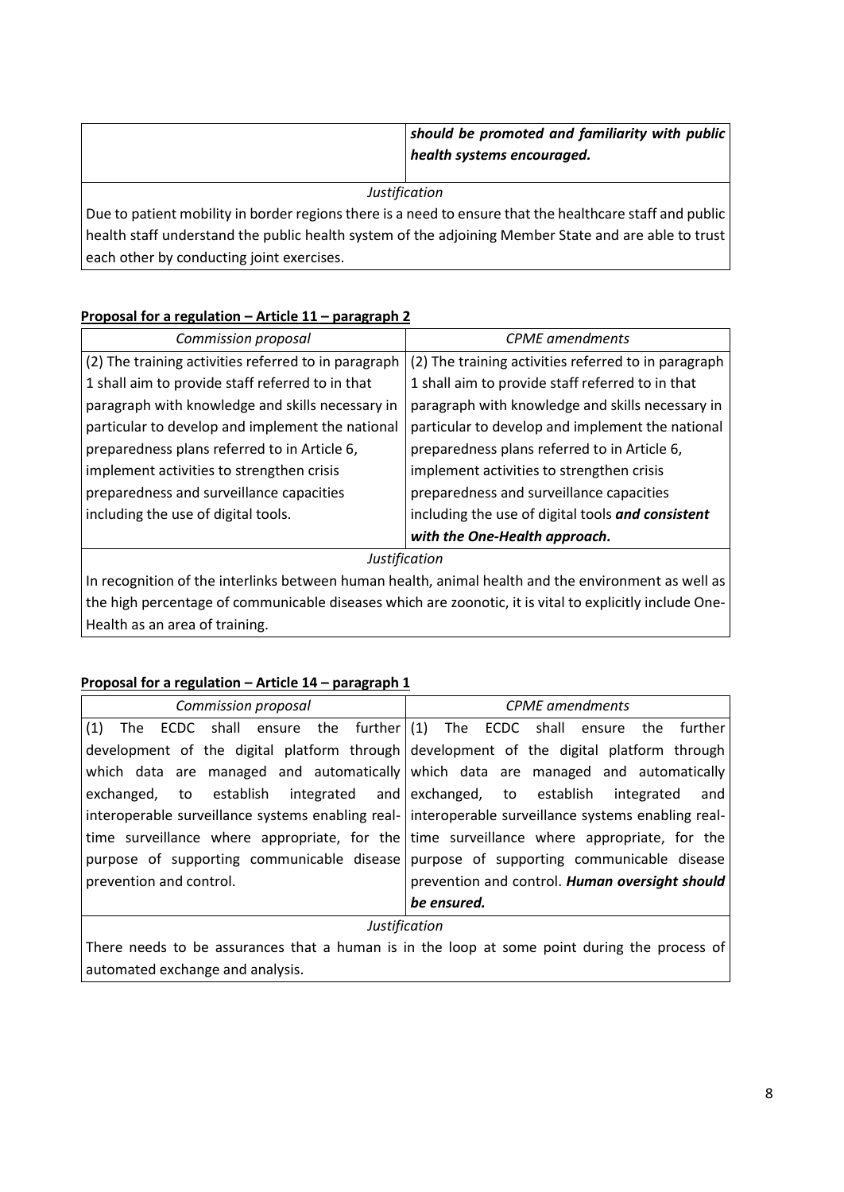| | |
|---|---|
| | ***should be promoted and familiarity with public health systems encouraged.*** |

*Justification*

Due to patient mobility in border regions there is a need to ensure that the healthcare staff and public health staff understand the public health system of the adjoining Member State and are able to trust each other by conducting joint exercises.

**Proposal for a regulation – Article 11 – paragraph 2**

| *Commission proposal* | *CPME amendments* |
|---|---|
| (2) The training activities referred to in paragraph 1 shall aim to provide staff referred to in that paragraph with knowledge and skills necessary in particular to develop and implement the national preparedness plans referred to in Article 6, implement activities to strengthen crisis preparedness and surveillance capacities including the use of digital tools. | (2) The training activities referred to in paragraph 1 shall aim to provide staff referred to in that paragraph with knowledge and skills necessary in particular to develop and implement the national preparedness plans referred to in Article 6, implement activities to strengthen crisis preparedness and surveillance capacities including the use of digital tools ***and consistent with the One-Health approach.*** |

*Justification*

In recognition of the interlinks between human health, animal health and the environment as well as the high percentage of communicable diseases which are zoonotic, it is vital to explicitly include One-Health as an area of training.

**Proposal for a regulation – Article 14 – paragraph 1**

| *Commission proposal* | *CPME amendments* |
|---|---|
| (1) The ECDC shall ensure the further development of the digital platform through which data are managed and automatically exchanged, to establish integrated and interoperable surveillance systems enabling real-time surveillance where appropriate, for the purpose of supporting communicable disease prevention and control. | (1) The ECDC shall ensure the further development of the digital platform through which data are managed and automatically exchanged, to establish integrated and interoperable surveillance systems enabling real-time surveillance where appropriate, for the purpose of supporting communicable disease prevention and control. ***Human oversight should be ensured.*** |

*Justification*

There needs to be assurances that a human is in the loop at some point during the process of automated exchange and analysis.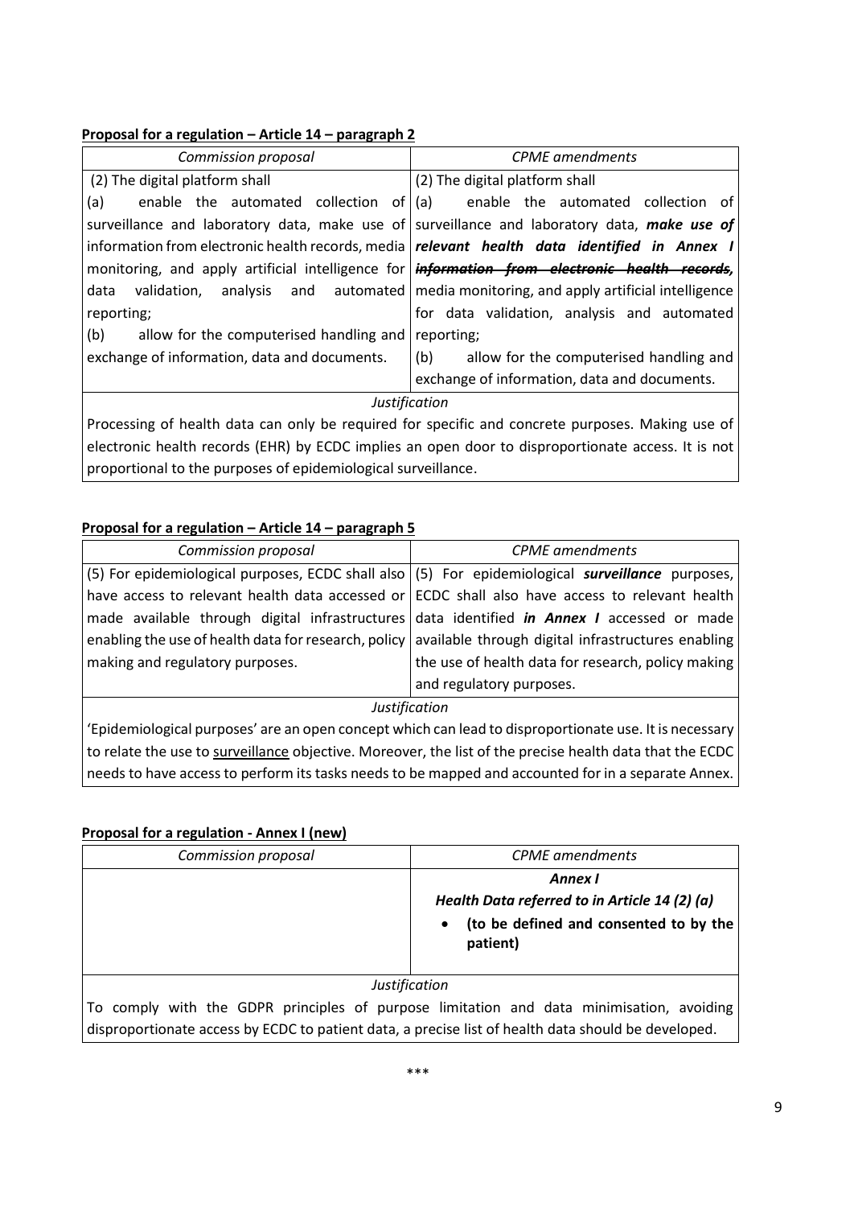**Proposal for a regulation – Article 14 – paragraph 2**

| *Commission proposal* | *CPME amendments* |
|---|---|
| (2) The digital platform shall<br>(a) enable the automated collection of surveillance and laboratory data, make use of information from electronic health records, media monitoring, and apply artificial intelligence for data validation, analysis and automated reporting;<br>(b) allow for the computerised handling and exchange of information, data and documents. | (2) The digital platform shall<br>(a) enable the automated collection of surveillance and laboratory data, ***make use of relevant health data identified in Annex I*** ~~***information from electronic health records,***~~ media monitoring, and apply artificial intelligence for data validation, analysis and automated reporting;<br>(b) allow for the computerised handling and exchange of information, data and documents. |
| *Justification*<br>Processing of health data can only be required for specific and concrete purposes. Making use of electronic health records (EHR) by ECDC implies an open door to disproportionate access. It is not proportional to the purposes of epidemiological surveillance. | |

**Proposal for a regulation – Article 14 – paragraph 5**

| *Commission proposal* | *CPME amendments* |
|---|---|
| (5) For epidemiological purposes, ECDC shall also have access to relevant health data accessed or made available through digital infrastructures enabling the use of health data for research, policy making and regulatory purposes. | (5) For epidemiological ***surveillance*** purposes, ECDC shall also have access to relevant health data identified ***in Annex I*** accessed or made available through digital infrastructures enabling the use of health data for research, policy making and regulatory purposes. |
| *Justification*<br>'Epidemiological purposes' are an open concept which can lead to disproportionate use. It is necessary to relate the use to surveillance objective. Moreover, the list of the precise health data that the ECDC needs to have access to perform its tasks needs to be mapped and accounted for in a separate Annex. | |

**Proposal for a regulation - Annex I (new)**

| *Commission proposal* | *CPME amendments* |
|---|---|
| | ***Annex I***<br>***Health Data referred to in Article 14 (2) (a)***<br>• **(to be defined and consented to by the patient)** |
| *Justification*<br>To comply with the GDPR principles of purpose limitation and data minimisation, avoiding disproportionate access by ECDC to patient data, a precise list of health data should be developed. | |

\*\*\*